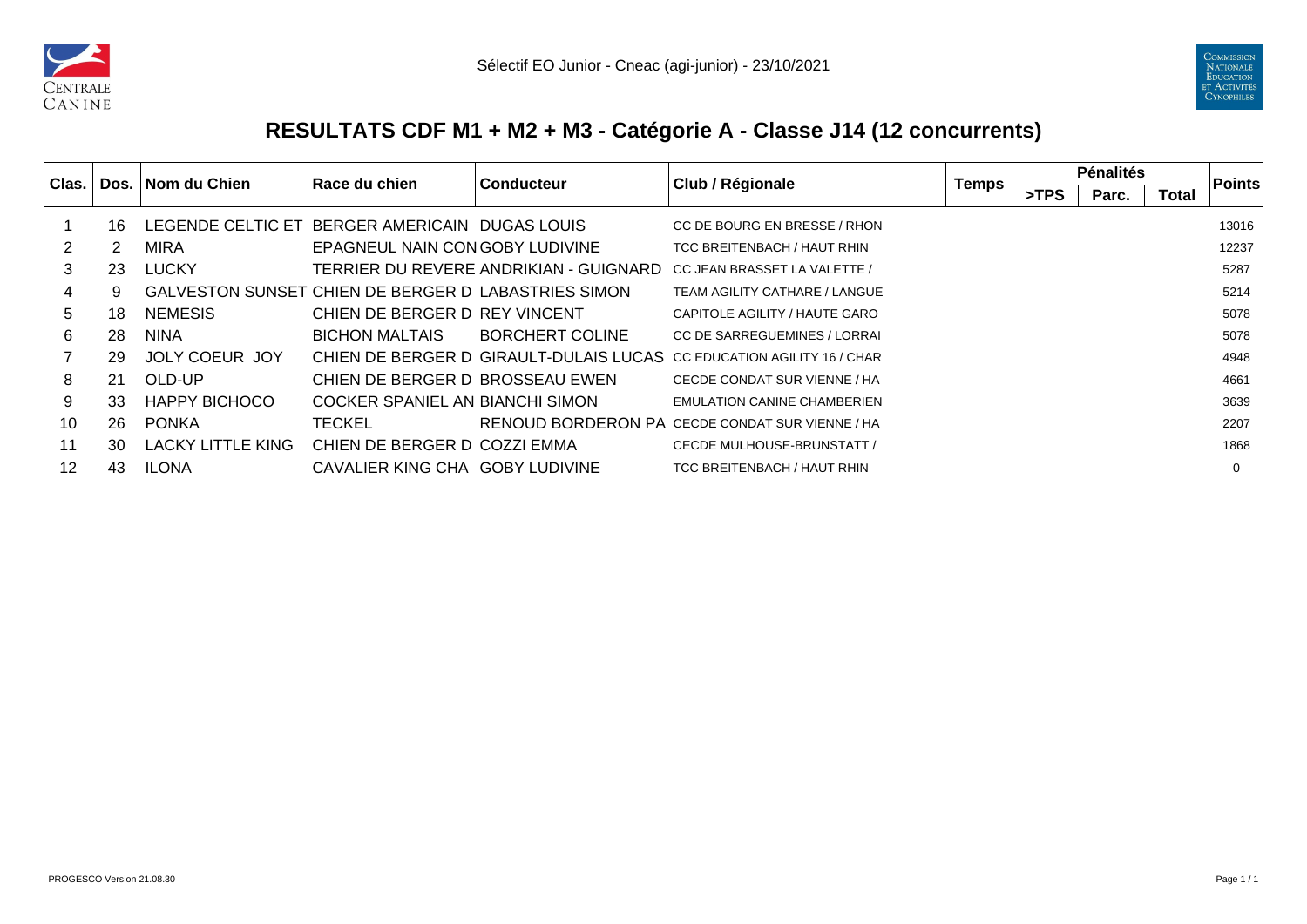Sélectif EO Junior - Cneac (agi-junior) - 23/10/2021

# RESULTATS CDF M1 + M2 + M3 - Catégorie A - Classe J14 (12 concurrents)

| Clas. | Dos. | Nom du Chien | Race du chien | Conducteur | Club / Régionale | Temps | Pénalités | | | Points |
|---|---|---|---|---|---|---|---|---|---|---|
| | | | | | | | >TPS | Parc. | Total | |
| 1 | 16 | LEGENDE CELTIC ET | BERGER AMERICAIN | DUGAS LOUIS | CC DE BOURG EN BRESSE / RHON | | | | | 13016 |
| 2 | 2 | MIRA | EPAGNEUL NAIN CON | GOBY LUDIVINE | TCC BREITENBACH / HAUT RHIN | | | | | 12237 |
| 3 | 23 | LUCKY | TERRIER DU REVERE | ANDRIKIAN - GUIGNARD | CC JEAN BRASSET LA VALETTE / | | | | | 5287 |
| 4 | 9 | GALVESTON SUNSET | CHIEN DE BERGER D | LABASTRIES SIMON | TEAM AGILITY CATHARE / LANGUE | | | | | 5214 |
| 5 | 18 | NEMESIS | CHIEN DE BERGER D | REY VINCENT | CAPITOLE AGILITY / HAUTE GARO | | | | | 5078 |
| 6 | 28 | NINA | BICHON MALTAIS | BORCHERT COLINE | CC DE SARREGUEMINES / LORRAI | | | | | 5078 |
| 7 | 29 | JOLY COEUR JOY | CHIEN DE BERGER D | GIRAULT-DULAIS LUCAS | CC EDUCATION AGILITY 16 / CHAR | | | | | 4948 |
| 8 | 21 | OLD-UP | CHIEN DE BERGER D | BROSSEAU EWEN | CECDE CONDAT SUR VIENNE / HA | | | | | 4661 |
| 9 | 33 | HAPPY BICHOCO | COCKER SPANIEL AN | BIANCHI SIMON | EMULATION CANINE CHAMBERIEN | | | | | 3639 |
| 10 | 26 | PONKA | TECKEL | RENOUD BORDERON PA | CECDE CONDAT SUR VIENNE / HA | | | | | 2207 |
| 11 | 30 | LACKY LITTLE KING | CHIEN DE BERGER D | COZZI EMMA | CECDE MULHOUSE-BRUNSTATT / | | | | | 1868 |
| 12 | 43 | ILONA | CAVALIER KING CHA | GOBY LUDIVINE | TCC BREITENBACH / HAUT RHIN | | | | | 0 |

PROGESCO Version 21.08.30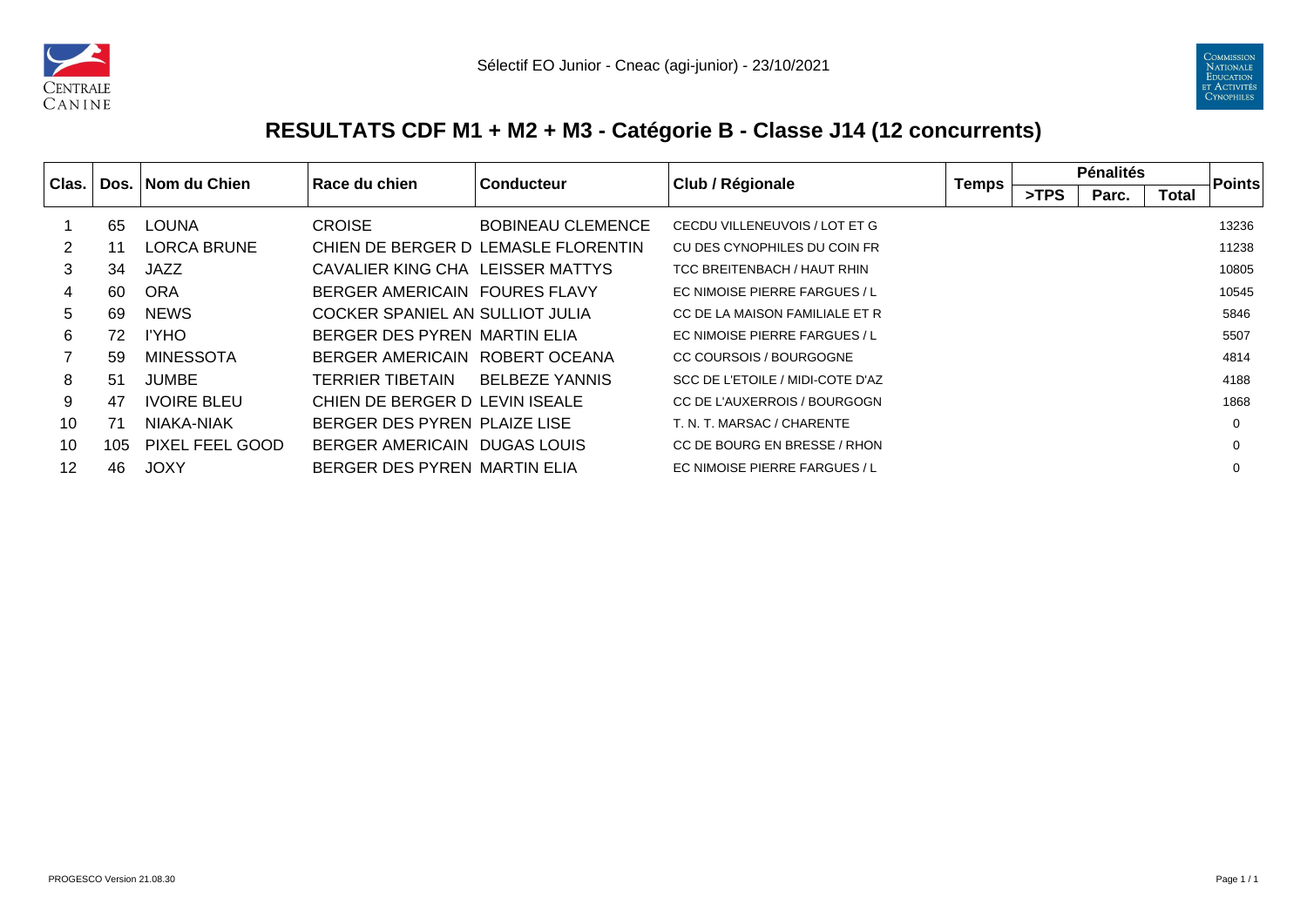Sélectif EO Junior - Cneac (agi-junior) - 23/10/2021

# RESULTATS CDF M1 + M2 + M3 - Catégorie B - Classe J14 (12 concurrents)

| Clas. | Dos. | Nom du Chien | Race du chien | Conducteur | Club / Régionale | Temps | Pénalités | | | Points |
|---|---|---|---|---|---|---|---|---|---|---|
| | | | | | | | >TPS | Parc. | Total | |
| 1 | 65 | LOUNA | CROISE | BOBINEAU CLEMENCE | CECDU VILLENEUVOIS / LOT ET G | | | | | 13236 |
| 2 | 11 | LORCA BRUNE | CHIEN DE BERGER D | LEMASLE FLORENTIN | CU DES CYNOPHILES DU COIN FR | | | | | 11238 |
| 3 | 34 | JAZZ | CAVALIER KING CHA | LEISSER MATTYS | TCC BREITENBACH / HAUT RHIN | | | | | 10805 |
| 4 | 60 | ORA | BERGER AMERICAIN | FOURES FLAVY | EC NIMOISE PIERRE FARGUES / L | | | | | 10545 |
| 5 | 69 | NEWS | COCKER SPANIEL AN | SULLIOT JULIA | CC DE LA MAISON FAMILIALE ET R | | | | | 5846 |
| 6 | 72 | I'YHO | BERGER DES PYREN | MARTIN ELIA | EC NIMOISE PIERRE FARGUES / L | | | | | 5507 |
| 7 | 59 | MINESSOTA | BERGER AMERICAIN | ROBERT OCEANA | CC COURSOIS / BOURGOGNE | | | | | 4814 |
| 8 | 51 | JUMBE | TERRIER TIBETAIN | BELBEZE YANNIS | SCC DE L'ETOILE / MIDI-COTE D'AZ | | | | | 4188 |
| 9 | 47 | IVOIRE BLEU | CHIEN DE BERGER D | LEVIN ISEALE | CC DE L'AUXERROIS / BOURGOGN | | | | | 1868 |
| 10 | 71 | NIAKA-NIAK | BERGER DES PYREN | PLAIZE LISE | T. N. T. MARSAC / CHARENTE | | | | | 0 |
| 10 | 105 | PIXEL FEEL GOOD | BERGER AMERICAIN | DUGAS LOUIS | CC DE BOURG EN BRESSE / RHON | | | | | 0 |
| 12 | 46 | JOXY | BERGER DES PYREN | MARTIN ELIA | EC NIMOISE PIERRE FARGUES / L | | | | | 0 |

PROGESCO Version 21.08.30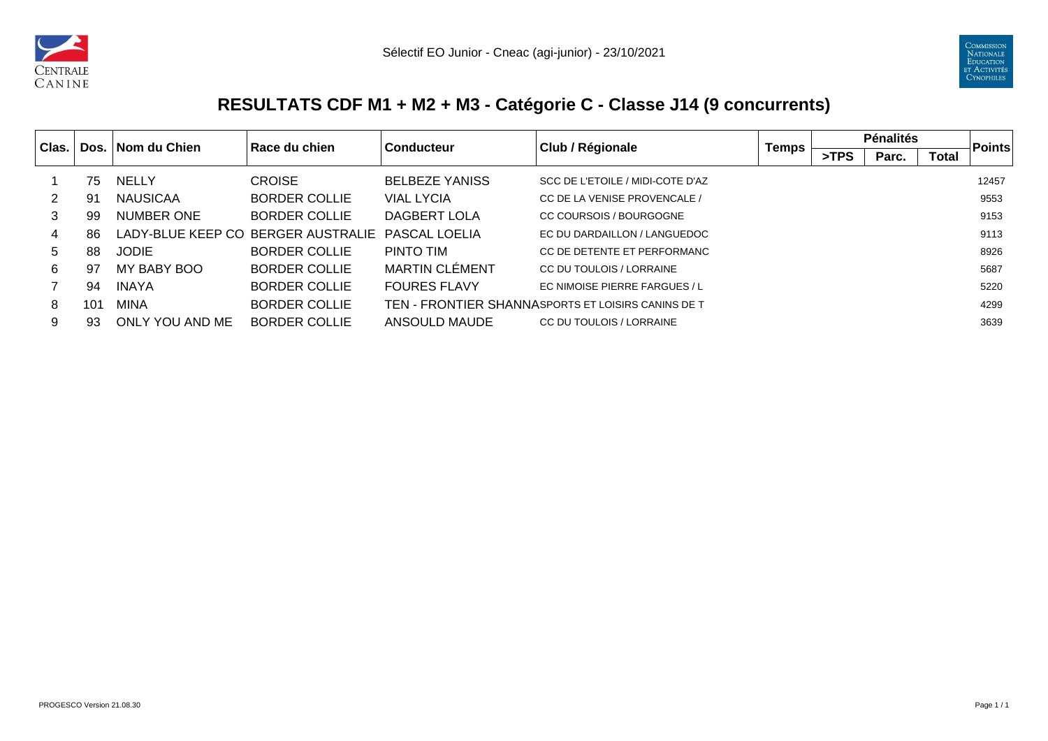Sélectif EO Junior - Cneac (agi-junior) - 23/10/2021

# RESULTATS CDF M1 + M2 + M3 - Catégorie C - Classe J14 (9 concurrents)

| Clas. | Dos. | Nom du Chien | Race du chien | Conducteur | Club / Régionale | Temps | Pénalités | | | Points |
|---|---|---|---|---|---|---|---|---|---|---|
| | | | | | | | >TPS | Parc. | Total | |
| 1 | 75 | NELLY | CROISE | BELBEZE YANISS | SCC DE L'ETOILE / MIDI-COTE D'AZ | | | | | 12457 |
| 2 | 91 | NAUSICAA | BORDER COLLIE | VIAL LYCIA | CC DE LA VENISE PROVENCALE / | | | | | 9553 |
| 3 | 99 | NUMBER ONE | BORDER COLLIE | DAGBERT LOLA | CC COURSOIS / BOURGOGNE | | | | | 9153 |
| 4 | 86 | LADY-BLUE KEEP CO | BERGER AUSTRALIE | PASCAL LOELIA | EC DU DARDAILLON / LANGUEDOC | | | | | 9113 |
| 5 | 88 | JODIE | BORDER COLLIE | PINTO TIM | CC DE DETENTE ET PERFORMANC | | | | | 8926 |
| 6 | 97 | MY BABY BOO | BORDER COLLIE | MARTIN CLÉMENT | CC DU TOULOIS / LORRAINE | | | | | 5687 |
| 7 | 94 | INAYA | BORDER COLLIE | FOURES FLAVY | EC NIMOISE PIERRE FARGUES / L | | | | | 5220 |
| 8 | 101 | MINA | BORDER COLLIE | TEN - FRONTIER SHANNA | SPORTS ET LOISIRS CANINS DE T | | | | | 4299 |
| 9 | 93 | ONLY YOU AND ME | BORDER COLLIE | ANSOULD MAUDE | CC DU TOULOIS / LORRAINE | | | | | 3639 |

PROGESCO Version 21.08.30